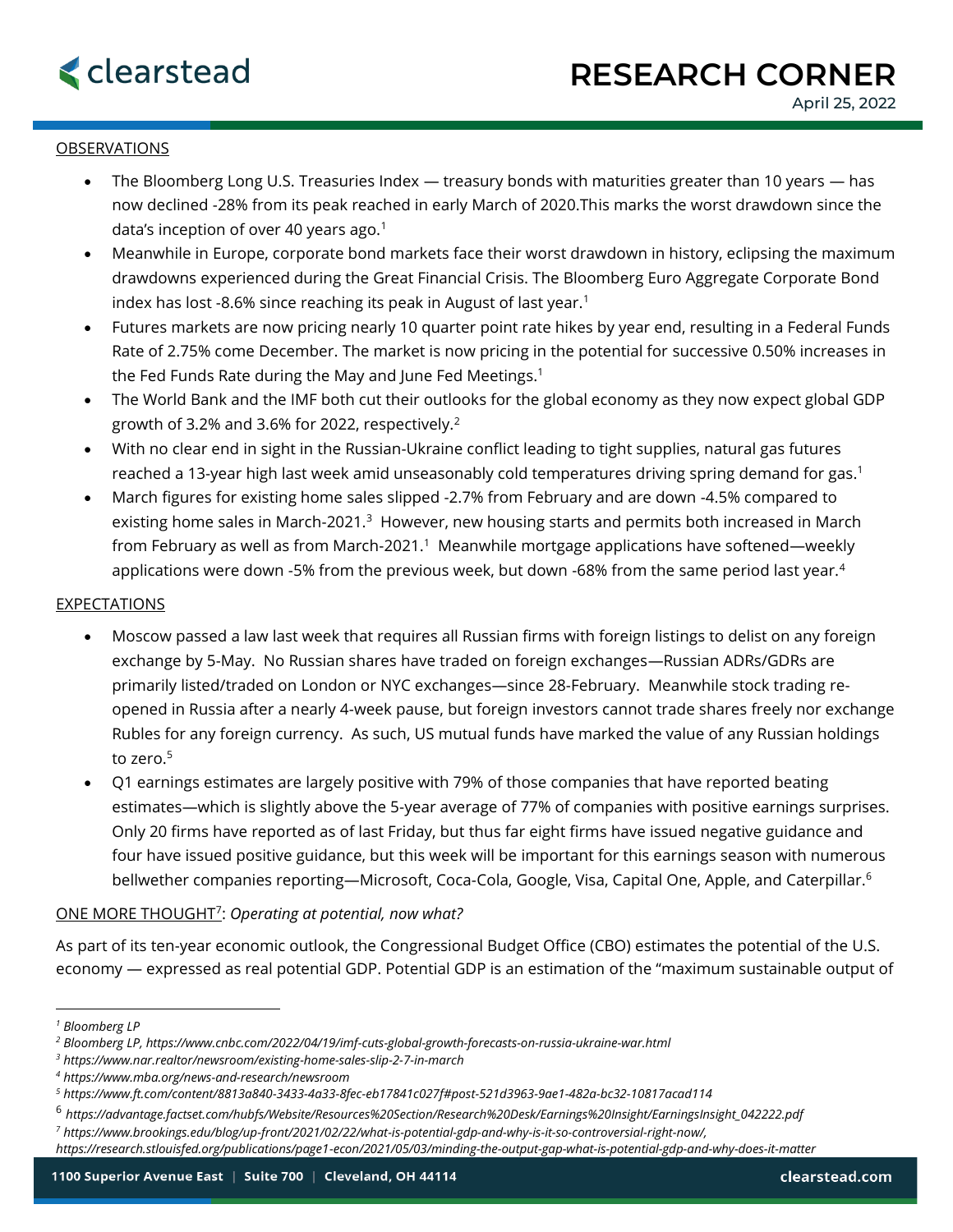# RESEARCH CORNER

April 25, 2022

OBSERVATIONS

- The Bloomberg Long U.S. Treasuries Index — treasury bonds with maturities greater than 10 years — has now declined -28% from its peak reached in early March of 2020.This marks the worst drawdown since the data's inception of over 40 years ago.[1]
- Meanwhile in Europe, corporate bond markets face their worst drawdown in history, eclipsing the maximum drawdowns experienced during the Great Financial Crisis. The Bloomberg Euro Aggregate Corporate Bond index has lost -8.6% since reaching its peak in August of last year.[1]
- Futures markets are now pricing nearly 10 quarter point rate hikes by year end, resulting in a Federal Funds Rate of 2.75% come December. The market is now pricing in the potential for successive 0.50% increases in the Fed Funds Rate during the May and June Fed Meetings.[1]
- The World Bank and the IMF both cut their outlooks for the global economy as they now expect global GDP growth of 3.2% and 3.6% for 2022, respectively.[2]
- With no clear end in sight in the Russian-Ukraine conflict leading to tight supplies, natural gas futures reached a 13-year high last week amid unseasonably cold temperatures driving spring demand for gas.[1]
- March figures for existing home sales slipped -2.7% from February and are down -4.5% compared to existing home sales in March-2021.[3] However, new housing starts and permits both increased in March from February as well as from March-2021.[1] Meanwhile mortgage applications have softened—weekly applications were down -5% from the previous week, but down -68% from the same period last year.[4]

EXPECTATIONS

- Moscow passed a law last week that requires all Russian firms with foreign listings to delist on any foreign exchange by 5-May. No Russian shares have traded on foreign exchanges—Russian ADRs/GDRs are primarily listed/traded on London or NYC exchanges—since 28-February. Meanwhile stock trading re-opened in Russia after a nearly 4-week pause, but foreign investors cannot trade shares freely nor exchange Rubles for any foreign currency. As such, US mutual funds have marked the value of any Russian holdings to zero.[5]
- Q1 earnings estimates are largely positive with 79% of those companies that have reported beating estimates—which is slightly above the 5-year average of 77% of companies with positive earnings surprises. Only 20 firms have reported as of last Friday, but thus far eight firms have issued negative guidance and four have issued positive guidance, but this week will be important for this earnings season with numerous bellwether companies reporting—Microsoft, Coca-Cola, Google, Visa, Capital One, Apple, and Caterpillar.[6]

ONE MORE THOUGHT[7]: *Operating at potential, now what?*

As part of its ten-year economic outlook, the Congressional Budget Office (CBO) estimates the potential of the U.S. economy — expressed as real potential GDP. Potential GDP is an estimation of the "maximum sustainable output of

---

*[1] Bloomberg LP*

*[2] Bloomberg LP, https://www.cnbc.com/2022/04/19/imf-cuts-global-growth-forecasts-on-russia-ukraine-war.html*

*[3] https://www.nar.realtor/newsroom/existing-home-sales-slip-2-7-in-march*

*[4] https://www.mba.org/news-and-research/newsroom*

*[5] https://www.ft.com/content/8813a840-3433-4a33-8fec-eb17841c027f#post-521d3963-9ae1-482a-bc32-10817acad114*

*[6] https://advantage.factset.com/hubfs/Website/Resources%20Section/Research%20Desk/Earnings%20Insight/EarningsInsight_042222.pdf*

*[7] https://www.brookings.edu/blog/up-front/2021/02/22/what-is-potential-gdp-and-why-is-it-so-controversial-right-now/, https://research.stlouisfed.org/publications/page1-econ/2021/05/03/minding-the-output-gap-what-is-potential-gdp-and-why-does-it-matter*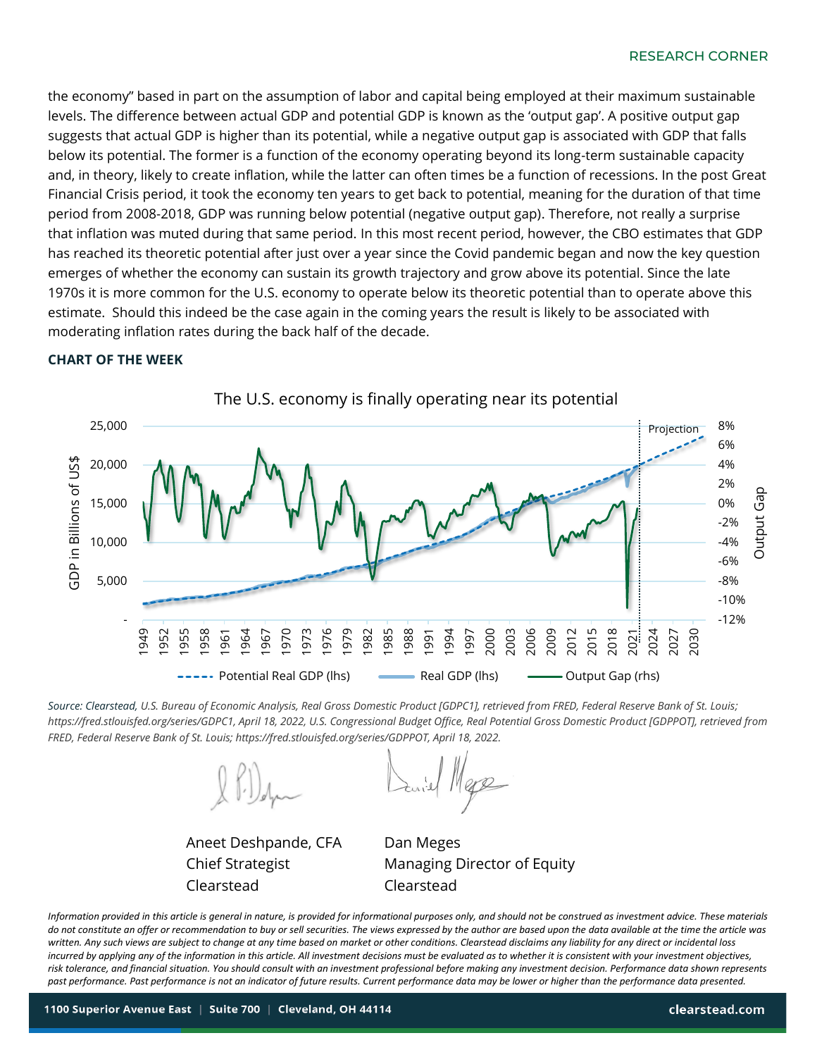the economy" based in part on the assumption of labor and capital being employed at their maximum sustainable levels. The difference between actual GDP and potential GDP is known as the 'output gap'. A positive output gap suggests that actual GDP is higher than its potential, while a negative output gap is associated with GDP that falls below its potential. The former is a function of the economy operating beyond its long-term sustainable capacity and, in theory, likely to create inflation, while the latter can often times be a function of recessions. In the post Great Financial Crisis period, it took the economy ten years to get back to potential, meaning for the duration of that time period from 2008-2018, GDP was running below potential (negative output gap). Therefore, not really a surprise that inflation was muted during that same period. In this most recent period, however, the CBO estimates that GDP has reached its theoretic potential after just over a year since the Covid pandemic began and now the key question emerges of whether the economy can sustain its growth trajectory and grow above its potential. Since the late 1970s it is more common for the U.S. economy to operate below its theoretic potential than to operate above this estimate. Should this indeed be the case again in the coming years the result is likely to be associated with moderating inflation rates during the back half of the decade.

**CHART OF THE WEEK**

The U.S. economy is finally operating near its potential

GDP in Billions of US$: 25,000; 20,000; 15,000; 10,000; 5,000; -

Output Gap: 8%; 6%; 4%; 2%; 0%; -2%; -4%; -6%; -8%; -10%; -12%

Projection

1949, 1952, 1955, 1958, 1961, 1964, 1967, 1970, 1973, 1976, 1979, 1982, 1985, 1988, 1991, 1994, 1997, 2000, 2003, 2006, 2009, 2012, 2015, 2018, 2021, 2024, 2027, 2030

Potential Real GDP (lhs) — Real GDP (lhs) — Output Gap (rhs)

*Source: Clearstead, U.S. Bureau of Economic Analysis, Real Gross Domestic Product [GDPC1], retrieved from FRED, Federal Reserve Bank of St. Louis; https://fred.stlouisfed.org/series/GDPC1, April 18, 2022, U.S. Congressional Budget Office, Real Potential Gross Domestic Product [GDPPOT], retrieved from FRED, Federal Reserve Bank of St. Louis; https://fred.stlouisfed.org/series/GDPPOT, April 18, 2022.*

Aneet Deshpande, CFA
Chief Strategist
Clearstead

Dan Meges
Managing Director of Equity
Clearstead

*Information provided in this article is general in nature, is provided for informational purposes only, and should not be construed as investment advice. These materials do not constitute an offer or recommendation to buy or sell securities. The views expressed by the author are based upon the data available at the time the article was written. Any such views are subject to change at any time based on market or other conditions. Clearstead disclaims any liability for any direct or incidental loss incurred by applying any of the information in this article. All investment decisions must be evaluated as to whether it is consistent with your investment objectives, risk tolerance, and financial situation. You should consult with an investment professional before making any investment decision. Performance data shown represents past performance. Past performance is not an indicator of future results. Current performance data may be lower or higher than the performance data presented.*

1100 Superior Avenue East | Suite 700 | Cleveland, OH 44114 clearstead.com